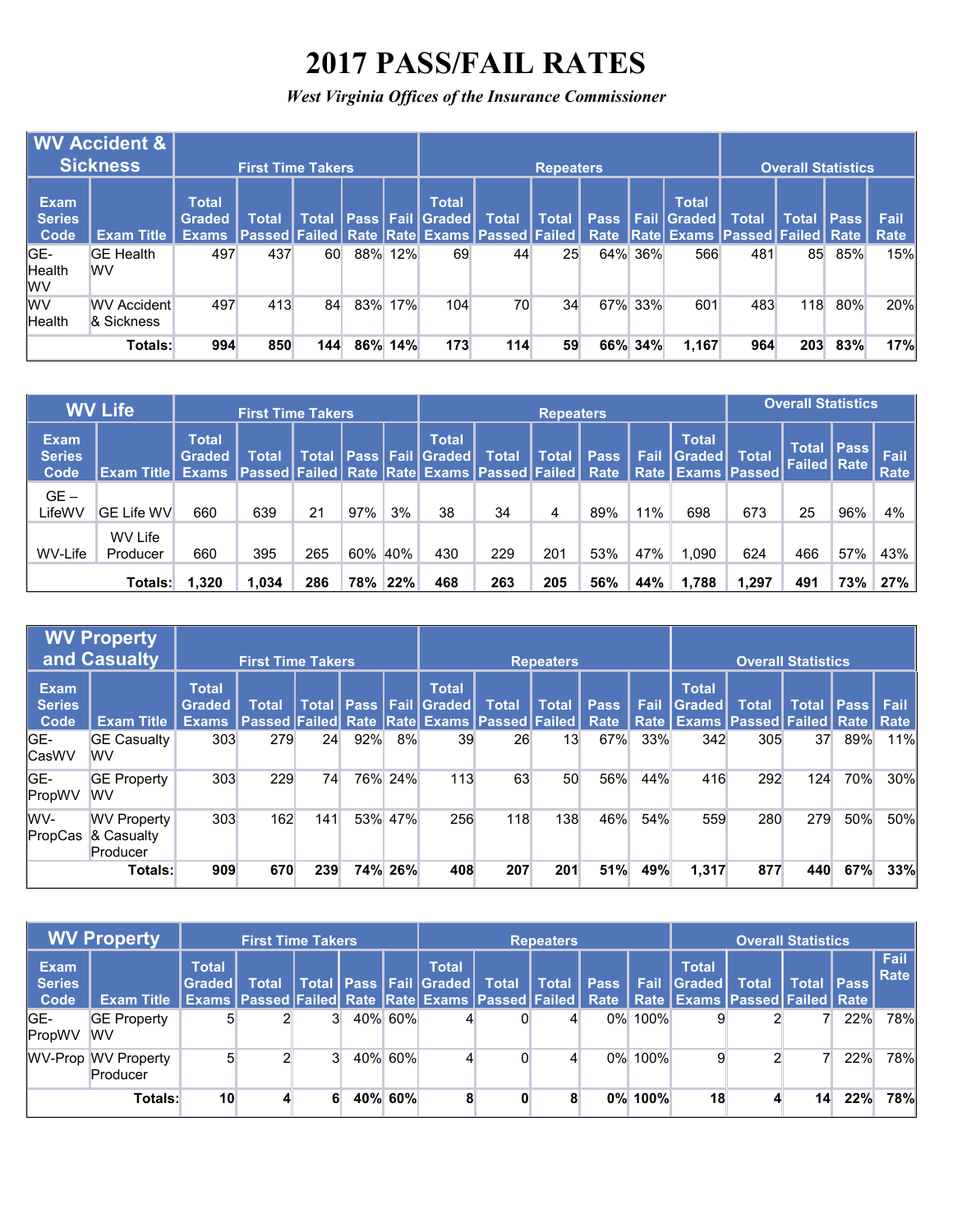# 2017 PASS/FAIL RATES

*West Virginia Offices of the Insurance Commissioner*

| WV Accident & Sickness | | First Time Takers | | | | | Repeaters | | | | | Overall Statistics | | | | |
|---|---|---|---|---|---|---|---|---|---|---|---|---|---|---|---|---|
| Exam Series Code | Exam Title | Total Graded Exams | Total Passed | Total Failed | Pass Rate | Fail Rate | Total Graded Exams | Total Passed | Total Failed | Pass Rate | Fail Rate | Total Graded Exams | Total Passed | Total Failed | Pass Rate | Fail Rate |
| GE-Health WV | GE Health WV | 497 | 437 | 60 | 88% | 12% | 69 | 44 | 25 | 64% | 36% | 566 | 481 | 85 | 85% | 15% |
| WV Health | WV Accident & Sickness | 497 | 413 | 84 | 83% | 17% | 104 | 70 | 34 | 67% | 33% | 601 | 483 | 118 | 80% | 20% |
| | **Totals:** | **994** | **850** | **144** | **86%** | **14%** | **173** | **114** | **59** | **66%** | **34%** | **1,167** | **964** | **203** | **83%** | **17%** |

| WV Life | | First Time Takers | | | | | Repeaters | | | | | Overall Statistics | | | | |
|---|---|---|---|---|---|---|---|---|---|---|---|---|---|---|---|---|
| Exam Series Code | Exam Title | Total Graded Exams | Total Passed | Total Failed | Pass Rate | Fail Rate | Total Graded Exams | Total Passed | Total Failed | Pass Rate | Fail Rate | Total Graded Exams | Total Passed | Total Failed | Pass Rate | Fail Rate |
| GE – LifeWV | GE Life WV | 660 | 639 | 21 | 97% | 3% | 38 | 34 | 4 | 89% | 11% | 698 | 673 | 25 | 96% | 4% |
| WV-Life | WV Life Producer | 660 | 395 | 265 | 60% | 40% | 430 | 229 | 201 | 53% | 47% | 1,090 | 624 | 466 | 57% | 43% |
| | **Totals:** | **1,320** | **1,034** | **286** | **78%** | **22%** | **468** | **263** | **205** | **56%** | **44%** | **1,788** | **1,297** | **491** | **73%** | **27%** |

| WV Property and Casualty | | First Time Takers | | | | | Repeaters | | | | | Overall Statistics | | | | |
|---|---|---|---|---|---|---|---|---|---|---|---|---|---|---|---|---|
| Exam Series Code | Exam Title | Total Graded Exams | Total Passed | Total Failed | Pass Rate | Fail Rate | Total Graded Exams | Total Passed | Total Failed | Pass Rate | Fail Rate | Total Graded Exams | Total Passed | Total Failed | Pass Rate | Fail Rate |
| GE-CasWV | GE Casualty WV | 303 | 279 | 24 | 92% | 8% | 39 | 26 | 13 | 67% | 33% | 342 | 305 | 37 | 89% | 11% |
| GE-PropWV | GE Property WV | 303 | 229 | 74 | 76% | 24% | 113 | 63 | 50 | 56% | 44% | 416 | 292 | 124 | 70% | 30% |
| WV-PropCas | WV Property & Casualty Producer | 303 | 162 | 141 | 53% | 47% | 256 | 118 | 138 | 46% | 54% | 559 | 280 | 279 | 50% | 50% |
| | **Totals:** | **909** | **670** | **239** | **74%** | **26%** | **408** | **207** | **201** | **51%** | **49%** | **1,317** | **877** | **440** | **67%** | **33%** |

| WV Property | | First Time Takers | | | | | Repeaters | | | | | Overall Statistics | | | | |
|---|---|---|---|---|---|---|---|---|---|---|---|---|---|---|---|---|
| Exam Series Code | Exam Title | Total Graded Exams | Total Passed | Total Failed | Pass Rate | Fail Rate | Total Graded Exams | Total Passed | Total Failed | Pass Rate | Fail Rate | Total Graded Exams | Total Passed | Total Failed | Pass Rate | Fail Rate |
| GE-PropWV | GE Property WV | 5 | 2 | 3 | 40% | 60% | 4 | 0 | 4 | 0% | 100% | 9 | 2 | 7 | 22% | 78% |
| WV-Prop | WV Property Producer | 5 | 2 | 3 | 40% | 60% | 4 | 0 | 4 | 0% | 100% | 9 | 2 | 7 | 22% | 78% |
| | **Totals:** | **10** | **4** | **6** | **40%** | **60%** | **8** | **0** | **8** | **0%** | **100%** | **18** | **4** | **14** | **22%** | **78%** |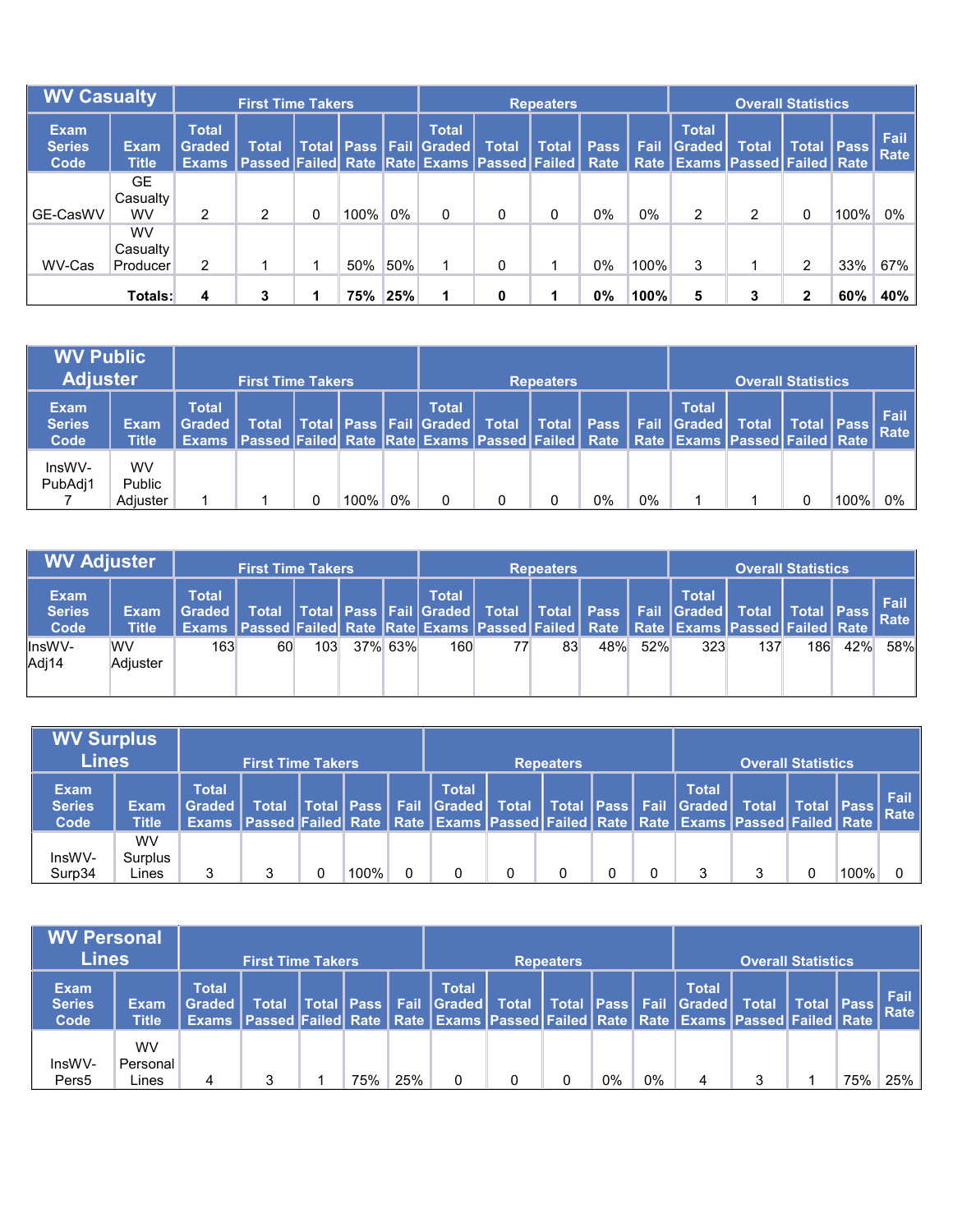| WV Casualty | | First Time Takers | | | | | Repeaters | | | | | Overall Statistics | | | | |
|---|---|---|---|---|---|---|---|---|---|---|---|---|---|---|---|---|
| Exam Series Code | Exam Title | Total Graded Exams | Total Passed | Total Failed | Pass Rate | Fail Rate | Total Graded Exams | Total Passed | Total Failed | Pass Rate | Fail Rate | Total Graded Exams | Total Passed | Total Failed | Pass Rate | Fail Rate |
| GE-CasWV | GE Casualty WV | 2 | 2 | 0 | 100% | 0% | 0 | 0 | 0 | 0% | 0% | 2 | 2 | 0 | 100% | 0% |
| WV-Cas | WV Casualty Producer | 2 | 1 | 1 | 50% | 50% | 1 | 0 | 1 | 0% | 100% | 3 | 1 | 2 | 33% | 67% |
| | **Totals:** | **4** | **3** | **1** | **75%** | **25%** | **1** | **0** | **1** | **0%** | **100%** | **5** | **3** | **2** | **60%** | **40%** |

| WV Public Adjuster | | First Time Takers | | | | | Repeaters | | | | | Overall Statistics | | | | |
|---|---|---|---|---|---|---|---|---|---|---|---|---|---|---|---|---|
| Exam Series Code | Exam Title | Total Graded Exams | Total Passed | Total Failed | Pass Rate | Fail Rate | Total Graded Exams | Total Passed | Total Failed | Pass Rate | Fail Rate | Total Graded Exams | Total Passed | Total Failed | Pass Rate | Fail Rate |
| InsWV-PubAdj17 | WV Public Adjuster | 1 | 1 | 0 | 100% | 0% | 0 | 0 | 0 | 0% | 0% | 1 | 1 | 0 | 100% | 0% |

| WV Adjuster | | First Time Takers | | | | | Repeaters | | | | | Overall Statistics | | | | |
|---|---|---|---|---|---|---|---|---|---|---|---|---|---|---|---|---|
| Exam Series Code | Exam Title | Total Graded Exams | Total Passed | Total Failed | Pass Rate | Fail Rate | Total Graded Exams | Total Passed | Total Failed | Pass Rate | Fail Rate | Total Graded Exams | Total Passed | Total Failed | Pass Rate | Fail Rate |
| InsWV-Adj14 | WV Adjuster | 163 | 60 | 103 | 37% | 63% | 160 | 77 | 83 | 48% | 52% | 323 | 137 | 186 | 42% | 58% |

| WV Surplus Lines | | First Time Takers | | | | | Repeaters | | | | | Overall Statistics | | | | |
|---|---|---|---|---|---|---|---|---|---|---|---|---|---|---|---|---|
| Exam Series Code | Exam Title | Total Graded Exams | Total Passed | Total Failed | Pass Rate | Fail Rate | Total Graded Exams | Total Passed | Total Failed | Pass Rate | Fail Rate | Total Graded Exams | Total Passed | Total Failed | Pass Rate | Fail Rate |
| InsWV-Surp34 | WV Surplus Lines | 3 | 3 | 0 | 100% | 0 | 0 | 0 | 0 | 0 | 0 | 3 | 3 | 0 | 100% | 0 |

| WV Personal Lines | | First Time Takers | | | | | Repeaters | | | | | Overall Statistics | | | | |
|---|---|---|---|---|---|---|---|---|---|---|---|---|---|---|---|---|
| Exam Series Code | Exam Title | Total Graded Exams | Total Passed | Total Failed | Pass Rate | Fail Rate | Total Graded Exams | Total Passed | Total Failed | Pass Rate | Fail Rate | Total Graded Exams | Total Passed | Total Failed | Pass Rate | Fail Rate |
| InsWV-Pers5 | WV Personal Lines | 4 | 3 | 1 | 75% | 25% | 0 | 0 | 0 | 0% | 0% | 4 | 3 | 1 | 75% | 25% |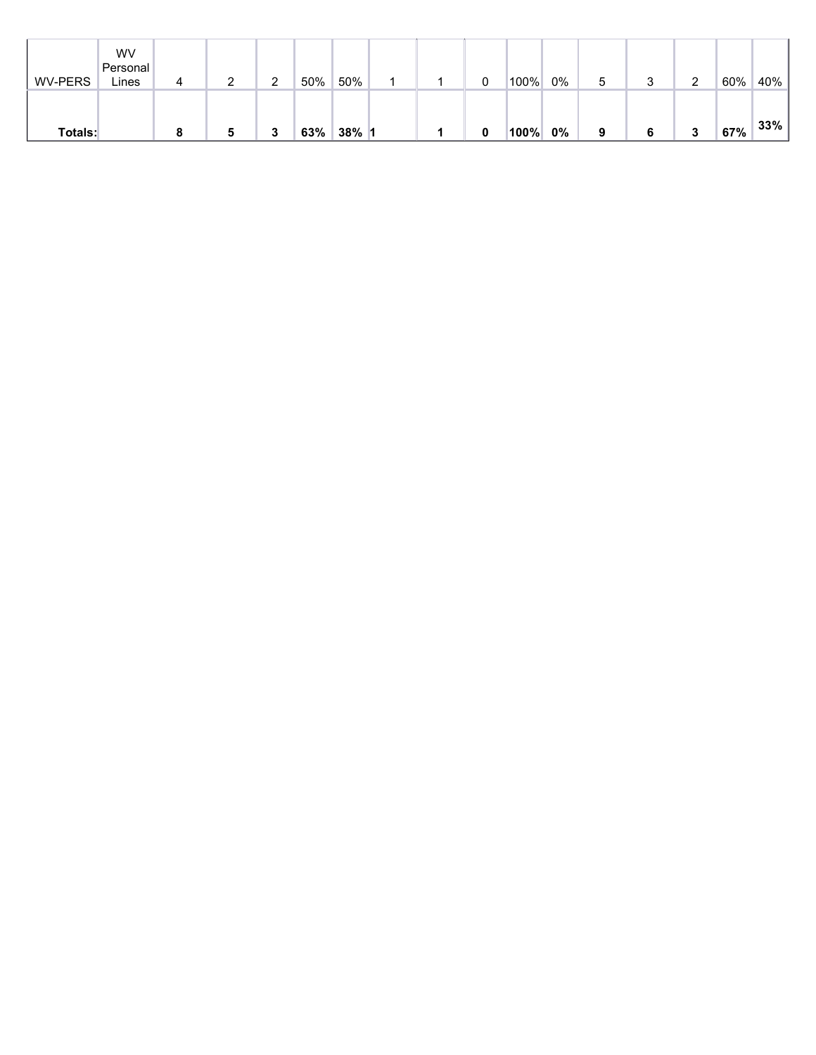| | | | | | | | | | | | | | | | |
|---|---|---|---|---|---|---|---|---|---|---|---|---|---|---|---|
| WV-PERS | WV Personal Lines | 4 | 2 | 2 | 50% | 50% | 1 | 1 | 0 | 100% | 0% | 5 | 3 | 2 | 60% | 40% |
| **Totals:** | | **8** | **5** | **3** | **63%** | **38%** | **1** | **1** | **0** | **100%** | **0%** | **9** | **6** | **3** | **67%** | **33%** |